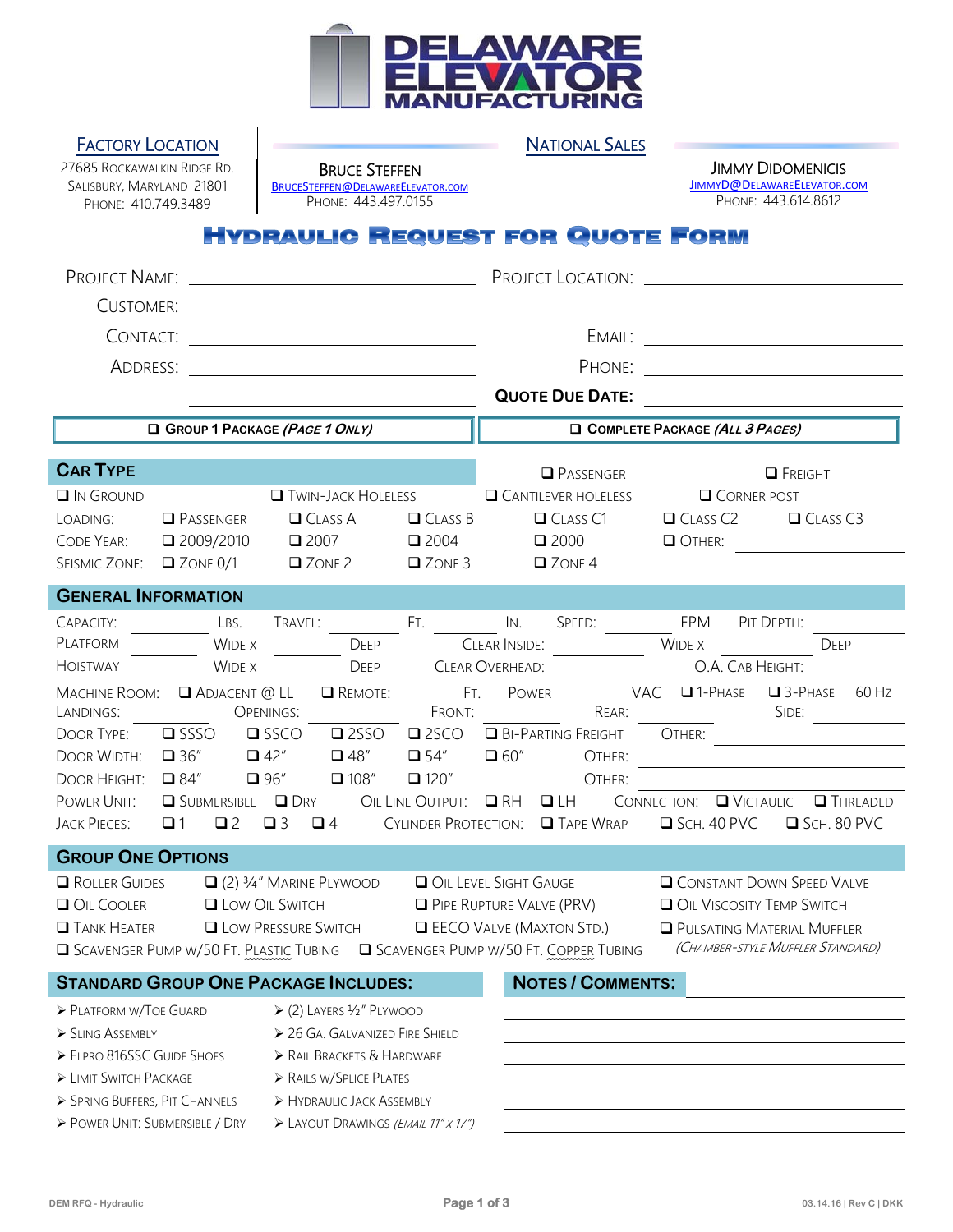# DELAWARE ELEVATOR MANUFACTURING

**Factory Location**
27685 Rockawalkin Ridge Rd.
Salisbury, Maryland 21801
Phone: 410.749.3489

**National Sales**

Bruce Steffen
BruceSteffen@DelawareElevator.com
Phone: 443.497.0155

Jimmy Didomenicis
JimmyD@DelawareElevator.com
Phone: 443.614.8612

## Hydraulic Request for Quote Form

Project Name: ____________________ Project Location: ____________________
Customer: ____________________ ____________________
Contact: ____________________ Email: ____________________
Address: ____________________ Phone: ____________________
____________________ **Quote Due Date:** ____________________

❑ **Group 1 Package** *(Page 1 Only)* ❑ **Complete Package** *(All 3 Pages)*

## Car Type

❑ Passenger ❑ Freight

❑ In Ground ❑ Twin-Jack Holeless ❑ Cantilever Holeless ❑ Corner Post

Loading: ❑ Passenger ❑ Class A ❑ Class B ❑ Class C1 ❑ Class C2 ❑ Class C3

Code Year: ❑ 2009/2010 ❑ 2007 ❑ 2004 ❑ 2000 ❑ Other: ____________

Seismic Zone: ❑ Zone 0/1 ❑ Zone 2 ❑ Zone 3 ❑ Zone 4

## General Information

Capacity: ________ Lbs. Travel: ________ Ft. ________ In. Speed: ________ FPM Pit Depth: ________

Platform ________ Wide x ________ Deep Clear Inside: ________ Wide x ________ Deep

Hoistway ________ Wide x ________ Deep Clear Overhead: ________ O.A. Cab Height: ________

Machine Room: ❑ Adjacent @ LL ❑ Remote: ________ Ft. Power ________ VAC ❑ 1-Phase ❑ 3-Phase 60 Hz

Landings: ________ Openings: Front: ________ Rear: ________ Side: ________

Door Type: ❑ SSSO ❑ SSCO ❑ 2SSO ❑ 2SCO ❑ Bi-Parting Freight Other: ________

Door Width: ❑ 36" ❑ 42" ❑ 48" ❑ 54" ❑ 60" Other: ________

Door Height: ❑ 84" ❑ 96" ❑ 108" ❑ 120" Other: ________

Power Unit: ❑ Submersible ❑ Dry Oil Line Output: ❑ RH ❑ LH Connection: ❑ Victaulic ❑ Threaded

Jack Pieces: ❑ 1 ❑ 2 ❑ 3 ❑ 4 Cylinder Protection: ❑ Tape Wrap ❑ Sch. 40 PVC ❑ Sch. 80 PVC

## Group One Options

❑ Roller Guides ❑ (2) ¾" Marine Plywood ❑ Oil Level Sight Gauge ❑ Constant Down Speed Valve

❑ Oil Cooler ❑ Low Oil Switch ❑ Pipe Rupture Valve (PRV) ❑ Oil Viscosity Temp Switch

❑ Tank Heater ❑ Low Pressure Switch ❑ EECO Valve (Maxton Std.) ❑ Pulsating Material Muffler

❑ Scavenger Pump w/50 Ft. Plastic Tubing ❑ Scavenger Pump w/50 Ft. Copper Tubing *(Chamber-Style Muffler Standard)*

## Standard Group One Package Includes:

- Platform w/Toe Guard
- Sling Assembly
- Elpro 816SSC Guide Shoes
- Limit Switch Package
- Spring Buffers, Pit Channels
- Power Unit: Submersible / Dry
- (2) Layers ½" Plywood
- 26 Ga. Galvanized Fire Shield
- Rail Brackets & Hardware
- Rails w/Splice Plates
- Hydraulic Jack Assembly
- Layout Drawings *(Email 11" x 17")*

## Notes / Comments:

____________________
____________________
____________________
____________________
____________________
____________________
____________________

DEM RFQ - Hydraulic 03.14.16 | Rev C | DKK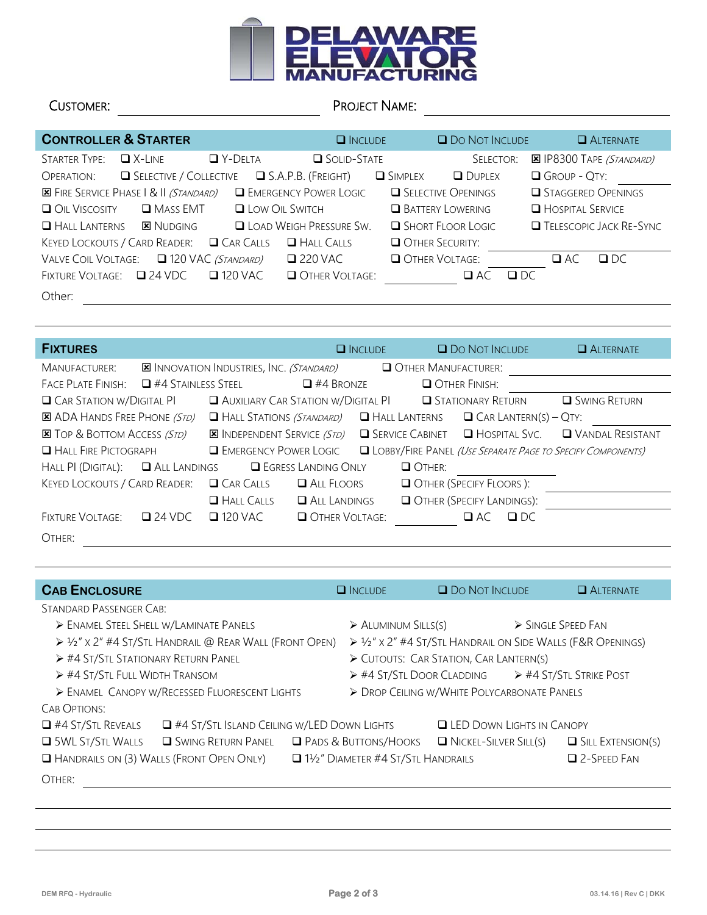# DELAWARE ELEVATOR MANUFACTURING

CUSTOMER: ______________________ PROJECT NAME: ______________________

## CONTROLLER & STARTER

❑ INCLUDE ❑ DO NOT INCLUDE ❑ ALTERNATE

STARTER TYPE: ❑ X-LINE ❑ Y-DELTA ❑ SOLID-STATE SELECTOR: ☒ IP8300 TAPE *(STANDARD)*

OPERATION: ❑ SELECTIVE / COLLECTIVE ❑ S.A.P.B. (FREIGHT) ❑ SIMPLEX ❑ DUPLEX ❑ GROUP - QTY: ________

☒ FIRE SERVICE PHASE I & II *(STANDARD)* ❑ EMERGENCY POWER LOGIC ❑ SELECTIVE OPENINGS ❑ STAGGERED OPENINGS

❑ OIL VISCOSITY ❑ MASS EMT ❑ LOW OIL SWITCH ❑ BATTERY LOWERING ❑ HOSPITAL SERVICE

❑ HALL LANTERNS ☒ NUDGING ❑ LOAD WEIGH PRESSURE SW. ❑ SHORT FLOOR LOGIC ❑ TELESCOPIC JACK RE-SYNC

KEYED LOCKOUTS / CARD READER: ❑ CAR CALLS ❑ HALL CALLS ❑ OTHER SECURITY: ________

VALVE COIL VOLTAGE: ❑ 120 VAC *(STANDARD)* ❑ 220 VAC ❑ OTHER VOLTAGE: ________ ❑ AC ❑ DC

FIXTURE VOLTAGE: ❑ 24 VDC ❑ 120 VAC ❑ OTHER VOLTAGE: ________ ❑ AC ❑ DC

Other: ______________________

## FIXTURES

❑ INCLUDE ❑ DO NOT INCLUDE ❑ ALTERNATE

MANUFACTURER: ☒ INNOVATION INDUSTRIES, INC. *(STANDARD)* ❑ OTHER MANUFACTURER: ________

FACE PLATE FINISH: ❑ #4 STAINLESS STEEL ❑ #4 BRONZE ❑ OTHER FINISH: ________

❑ CAR STATION W/DIGITAL PI ❑ AUXILIARY CAR STATION W/DIGITAL PI ❑ STATIONARY RETURN ❑ SWING RETURN

☒ ADA HANDS FREE PHONE *(STD)* ❑ HALL STATIONS *(STANDARD)* ❑ HALL LANTERNS ❑ CAR LANTERN(S) – QTY: ________

☒ TOP & BOTTOM ACCESS *(STD)* ☒ INDEPENDENT SERVICE *(STD)* ❑ SERVICE CABINET ❑ HOSPITAL SVC. ❑ VANDAL RESISTANT

❑ HALL FIRE PICTOGRAPH ❑ EMERGENCY POWER LOGIC ❑ LOBBY/FIRE PANEL *(USE SEPARATE PAGE TO SPECIFY COMPONENTS)*

HALL PI (DIGITAL): ❑ ALL LANDINGS ❑ EGRESS LANDING ONLY ❑ OTHER: ________

KEYED LOCKOUTS / CARD READER: ❑ CAR CALLS ❑ ALL FLOORS ❑ OTHER (SPECIFY FLOORS ): ________

❑ HALL CALLS ❑ ALL LANDINGS ❑ OTHER (SPECIFY LANDINGS): ________

FIXTURE VOLTAGE: ❑ 24 VDC ❑ 120 VAC ❑ OTHER VOLTAGE: ________ ❑ AC ❑ DC

OTHER: ______________________

## CAB ENCLOSURE

❑ INCLUDE ❑ DO NOT INCLUDE ❑ ALTERNATE

STANDARD PASSENGER CAB:

- ENAMEL STEEL SHELL W/LAMINATE PANELS
- ½" x 2" #4 ST/STL HANDRAIL @ REAR WALL (FRONT OPEN)
- #4 ST/STL STATIONARY RETURN PANEL
- #4 ST/STL FULL WIDTH TRANSOM
- ENAMEL CANOPY W/RECESSED FLUORESCENT LIGHTS
- ALUMINUM SILLS(S)
- SINGLE SPEED FAN
- ½" x 2" #4 ST/STL HANDRAIL ON SIDE WALLS (F&R OPENINGS)
- CUTOUTS: CAR STATION, CAR LANTERN(S)
- #4 ST/STL DOOR CLADDING
- #4 ST/STL STRIKE POST
- DROP CEILING W/WHITE POLYCARBONATE PANELS

CAB OPTIONS:

❑ #4 ST/STL REVEALS ❑ #4 ST/STL ISLAND CEILING W/LED DOWN LIGHTS ❑ LED DOWN LIGHTS IN CANOPY

❑ 5WL ST/STL WALLS ❑ SWING RETURN PANEL ❑ PADS & BUTTONS/HOOKS ❑ NICKEL-SILVER SILL(S) ❑ SILL EXTENSION(S)

❑ HANDRAILS ON (3) WALLS (FRONT OPEN ONLY) ❑ 1½" DIAMETER #4 ST/STL HANDRAILS ❑ 2-SPEED FAN

OTHER: ______________________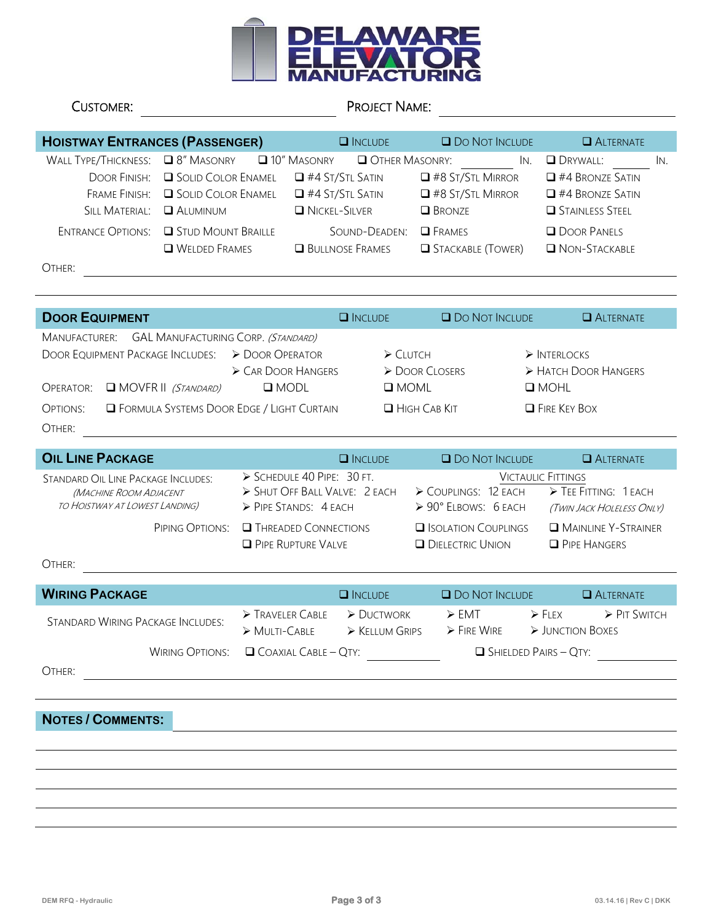# DELAWARE ELEVATOR MANUFACTURING

CUSTOMER: ____________________ PROJECT NAME: ____________________

## HOISTWAY ENTRANCES (PASSENGER)

❑ INCLUDE ❑ DO NOT INCLUDE ❑ ALTERNATE

| | | | | |
|---|---|---|---|---|
| WALL TYPE/THICKNESS: | ❑ 8" MASONRY | ❑ 10" MASONRY | ❑ OTHER MASONRY: ______ IN. | ❑ DRYWALL: ______ IN. |
| DOOR FINISH: | ❑ SOLID COLOR ENAMEL | ❑ #4 ST/STL SATIN | ❑ #8 ST/STL MIRROR | ❑ #4 BRONZE SATIN |
| FRAME FINISH: | ❑ SOLID COLOR ENAMEL | ❑ #4 ST/STL SATIN | ❑ #8 ST/STL MIRROR | ❑ #4 BRONZE SATIN |
| SILL MATERIAL: | ❑ ALUMINUM | ❑ NICKEL-SILVER | ❑ BRONZE | ❑ STAINLESS STEEL |
| ENTRANCE OPTIONS: | ❑ STUD MOUNT BRAILLE | SOUND-DEADEN: | ❑ FRAMES | ❑ DOOR PANELS |
| | ❑ WELDED FRAMES | ❑ BULLNOSE FRAMES | ❑ STACKABLE (TOWER) | ❑ NON-STACKABLE |

OTHER: ____________________

## DOOR EQUIPMENT

❑ INCLUDE ❑ DO NOT INCLUDE ❑ ALTERNATE

MANUFACTURER: GAL MANUFACTURING CORP. *(STANDARD)*

DOOR EQUIPMENT PACKAGE INCLUDES:
- DOOR OPERATOR
- CLUTCH
- INTERLOCKS
- CAR DOOR HANGERS
- DOOR CLOSERS
- HATCH DOOR HANGERS

OPERATOR: ❑ MOVFR II *(STANDARD)* ❑ MODL ❑ MOML ❑ MOHL

OPTIONS: ❑ FORMULA SYSTEMS DOOR EDGE / LIGHT CURTAIN ❑ HIGH CAB KIT ❑ FIRE KEY BOX

OTHER: ____________________

## OIL LINE PACKAGE

❑ INCLUDE ❑ DO NOT INCLUDE ❑ ALTERNATE

STANDARD OIL LINE PACKAGE INCLUDES:
*(MACHINE ROOM ADJACENT TO HOISTWAY AT LOWEST LANDING)*

- SCHEDULE 40 PIPE: 30 FT.
- SHUT OFF BALL VALVE: 2 EACH
- PIPE STANDS: 4 EACH

VICTAULIC FITTINGS
- COUPLINGS: 12 EACH
- 90° ELBOWS: 6 EACH
- TEE FITTING: 1 EACH *(TWIN JACK HOLELESS ONLY)*

PIPING OPTIONS:
- ❑ THREADED CONNECTIONS ❑ ISOLATION COUPLINGS ❑ MAINLINE Y-STRAINER
- ❑ PIPE RUPTURE VALVE ❑ DIELECTRIC UNION ❑ PIPE HANGERS

OTHER: ____________________

## WIRING PACKAGE

❑ INCLUDE ❑ DO NOT INCLUDE ❑ ALTERNATE

STANDARD WIRING PACKAGE INCLUDES:
- TRAVELER CABLE
- DUCTWORK
- EMT
- FLEX
- PIT SWITCH
- MULTI-CABLE
- KELLUM GRIPS
- FIRE WIRE
- JUNCTION BOXES

WIRING OPTIONS: ❑ COAXIAL CABLE – QTY: ______ ❑ SHIELDED PAIRS – QTY: ______

OTHER: ____________________

## NOTES / COMMENTS:

____________________